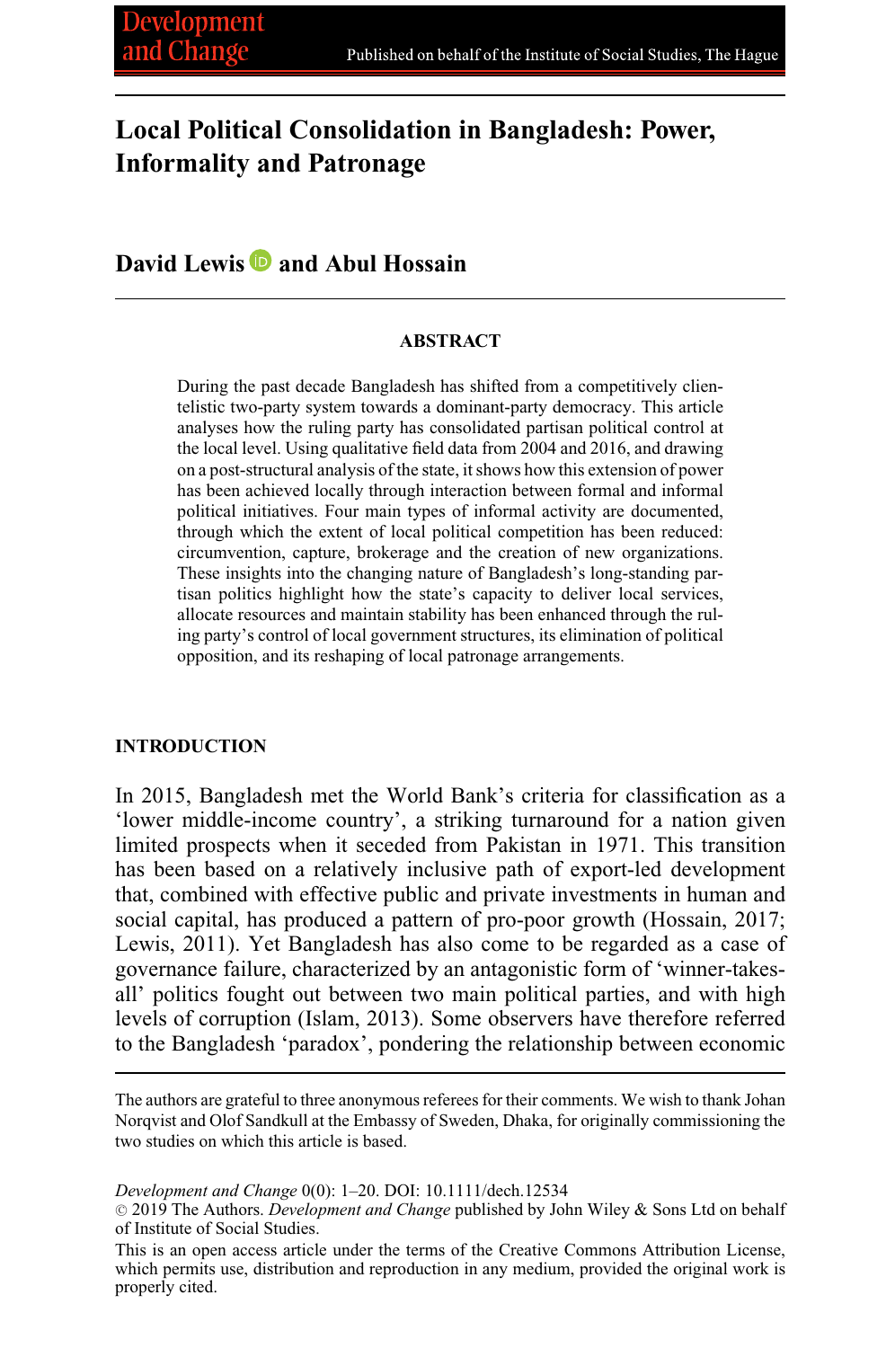# Local Political Consolidation in Bangladesh: Power, Informality and Patronage

**David Lewis and Abul Hossain**

## ABSTRACT

During the past decade Bangladesh has shifted from a competitively clientelistic two-party system towards a dominant-party democracy. This article analyses how the ruling party has consolidated partisan political control at the local level. Using qualitative field data from 2004 and 2016, and drawing on a post-structural analysis of the state, it shows how this extension of power has been achieved locally through interaction between formal and informal political initiatives. Four main types of informal activity are documented, through which the extent of local political competition has been reduced: circumvention, capture, brokerage and the creation of new organizations. These insights into the changing nature of Bangladesh's long-standing partisan politics highlight how the state's capacity to deliver local services, allocate resources and maintain stability has been enhanced through the ruling party's control of local government structures, its elimination of political opposition, and its reshaping of local patronage arrangements.

## INTRODUCTION

In 2015, Bangladesh met the World Bank's criteria for classification as a 'lower middle-income country', a striking turnaround for a nation given limited prospects when it seceded from Pakistan in 1971. This transition has been based on a relatively inclusive path of export-led development that, combined with effective public and private investments in human and social capital, has produced a pattern of pro-poor growth (Hossain, 2017; Lewis, 2011). Yet Bangladesh has also come to be regarded as a case of governance failure, characterized by an antagonistic form of 'winner-takes-all' politics fought out between two main political parties, and with high levels of corruption (Islam, 2013). Some observers have therefore referred to the Bangladesh 'paradox', pondering the relationship between economic

---

The authors are grateful to three anonymous referees for their comments. We wish to thank Johan Norqvist and Olof Sandkull at the Embassy of Sweden, Dhaka, for originally commissioning the two studies on which this article is based.

*Development and Change* 0(0): 1–20. DOI: 10.1111/dech.12534
© 2019 The Authors. *Development and Change* published by John Wiley & Sons Ltd on behalf of Institute of Social Studies.
This is an open access article under the terms of the Creative Commons Attribution License, which permits use, distribution and reproduction in any medium, provided the original work is properly cited.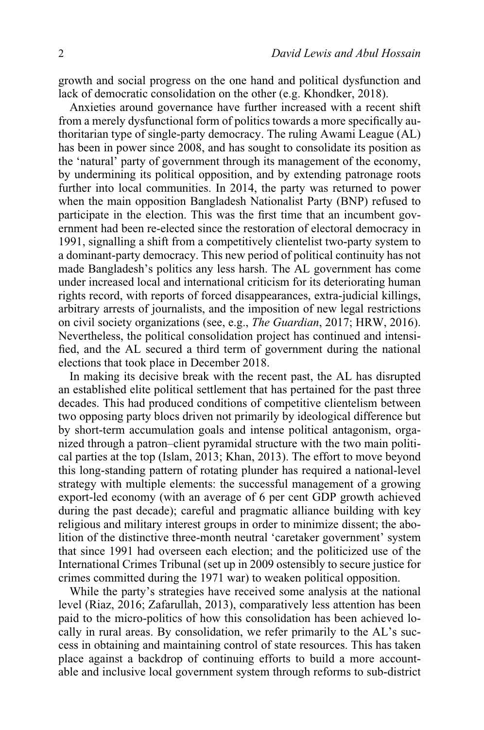growth and social progress on the one hand and political dysfunction and lack of democratic consolidation on the other (e.g. Khondker, 2018).

Anxieties around governance have further increased with a recent shift from a merely dysfunctional form of politics towards a more specifically authoritarian type of single-party democracy. The ruling Awami League (AL) has been in power since 2008, and has sought to consolidate its position as the 'natural' party of government through its management of the economy, by undermining its political opposition, and by extending patronage roots further into local communities. In 2014, the party was returned to power when the main opposition Bangladesh Nationalist Party (BNP) refused to participate in the election. This was the first time that an incumbent government had been re-elected since the restoration of electoral democracy in 1991, signalling a shift from a competitively clientelist two-party system to a dominant-party democracy. This new period of political continuity has not made Bangladesh's politics any less harsh. The AL government has come under increased local and international criticism for its deteriorating human rights record, with reports of forced disappearances, extra-judicial killings, arbitrary arrests of journalists, and the imposition of new legal restrictions on civil society organizations (see, e.g., *The Guardian*, 2017; HRW, 2016). Nevertheless, the political consolidation project has continued and intensified, and the AL secured a third term of government during the national elections that took place in December 2018.

In making its decisive break with the recent past, the AL has disrupted an established elite political settlement that has pertained for the past three decades. This had produced conditions of competitive clientelism between two opposing party blocs driven not primarily by ideological difference but by short-term accumulation goals and intense political antagonism, organized through a patron–client pyramidal structure with the two main political parties at the top (Islam, 2013; Khan, 2013). The effort to move beyond this long-standing pattern of rotating plunder has required a national-level strategy with multiple elements: the successful management of a growing export-led economy (with an average of 6 per cent GDP growth achieved during the past decade); careful and pragmatic alliance building with key religious and military interest groups in order to minimize dissent; the abolition of the distinctive three-month neutral 'caretaker government' system that since 1991 had overseen each election; and the politicized use of the International Crimes Tribunal (set up in 2009 ostensibly to secure justice for crimes committed during the 1971 war) to weaken political opposition.

While the party's strategies have received some analysis at the national level (Riaz, 2016; Zafarullah, 2013), comparatively less attention has been paid to the micro-politics of how this consolidation has been achieved locally in rural areas. By consolidation, we refer primarily to the AL's success in obtaining and maintaining control of state resources. This has taken place against a backdrop of continuing efforts to build a more accountable and inclusive local government system through reforms to sub-district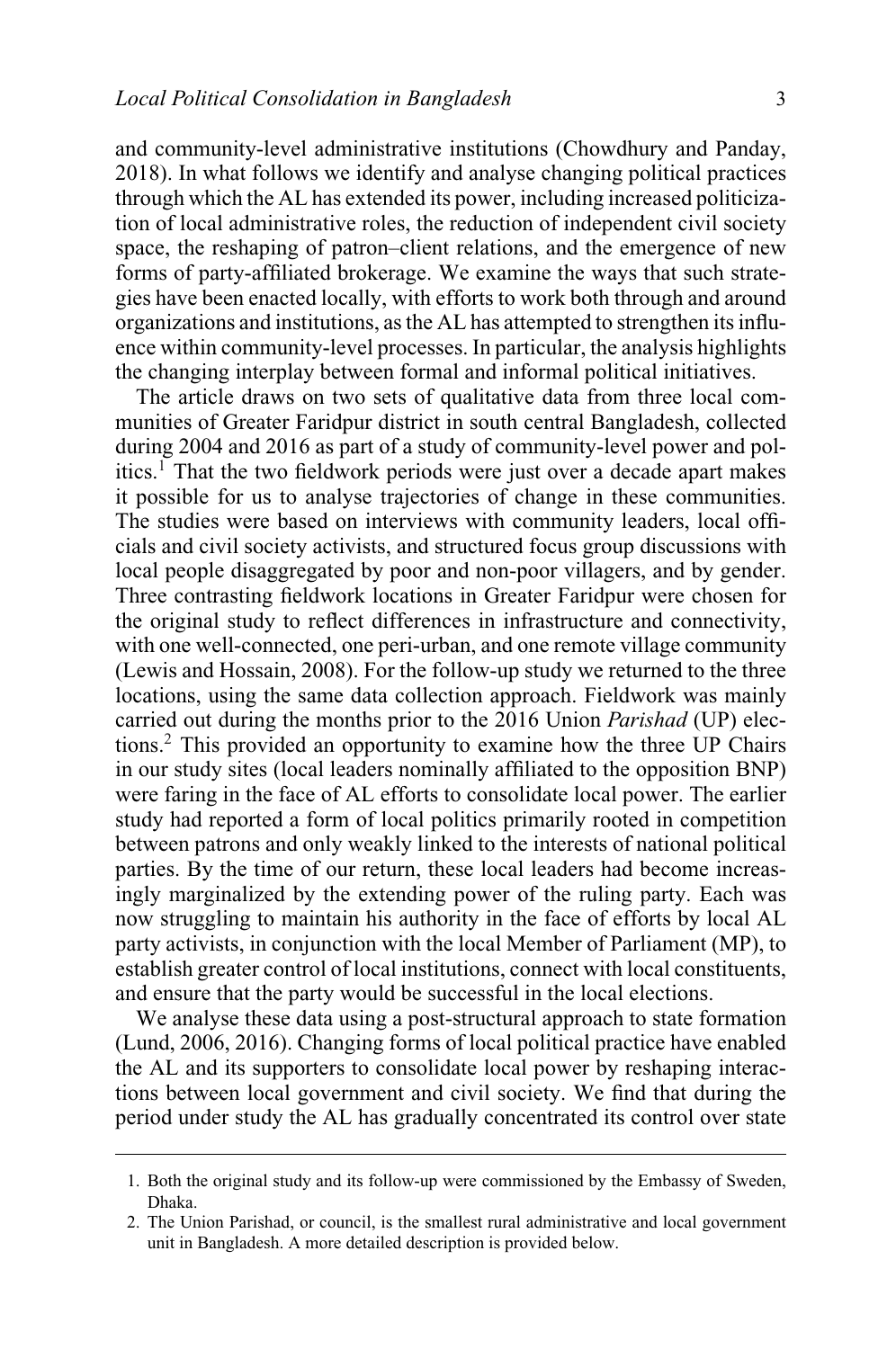and community-level administrative institutions (Chowdhury and Panday, 2018). In what follows we identify and analyse changing political practices through which the AL has extended its power, including increased politicization of local administrative roles, the reduction of independent civil society space, the reshaping of patron–client relations, and the emergence of new forms of party-affiliated brokerage. We examine the ways that such strategies have been enacted locally, with efforts to work both through and around organizations and institutions, as the AL has attempted to strengthen its influence within community-level processes. In particular, the analysis highlights the changing interplay between formal and informal political initiatives.

The article draws on two sets of qualitative data from three local communities of Greater Faridpur district in south central Bangladesh, collected during 2004 and 2016 as part of a study of community-level power and politics.[1] That the two fieldwork periods were just over a decade apart makes it possible for us to analyse trajectories of change in these communities. The studies were based on interviews with community leaders, local officials and civil society activists, and structured focus group discussions with local people disaggregated by poor and non-poor villagers, and by gender. Three contrasting fieldwork locations in Greater Faridpur were chosen for the original study to reflect differences in infrastructure and connectivity, with one well-connected, one peri-urban, and one remote village community (Lewis and Hossain, 2008). For the follow-up study we returned to the three locations, using the same data collection approach. Fieldwork was mainly carried out during the months prior to the 2016 Union *Parishad* (UP) elections.[2] This provided an opportunity to examine how the three UP Chairs in our study sites (local leaders nominally affiliated to the opposition BNP) were faring in the face of AL efforts to consolidate local power. The earlier study had reported a form of local politics primarily rooted in competition between patrons and only weakly linked to the interests of national political parties. By the time of our return, these local leaders had become increasingly marginalized by the extending power of the ruling party. Each was now struggling to maintain his authority in the face of efforts by local AL party activists, in conjunction with the local Member of Parliament (MP), to establish greater control of local institutions, connect with local constituents, and ensure that the party would be successful in the local elections.

We analyse these data using a post-structural approach to state formation (Lund, 2006, 2016). Changing forms of local political practice have enabled the AL and its supporters to consolidate local power by reshaping interactions between local government and civil society. We find that during the period under study the AL has gradually concentrated its control over state

1. Both the original study and its follow-up were commissioned by the Embassy of Sweden, Dhaka.
2. The Union Parishad, or council, is the smallest rural administrative and local government unit in Bangladesh. A more detailed description is provided below.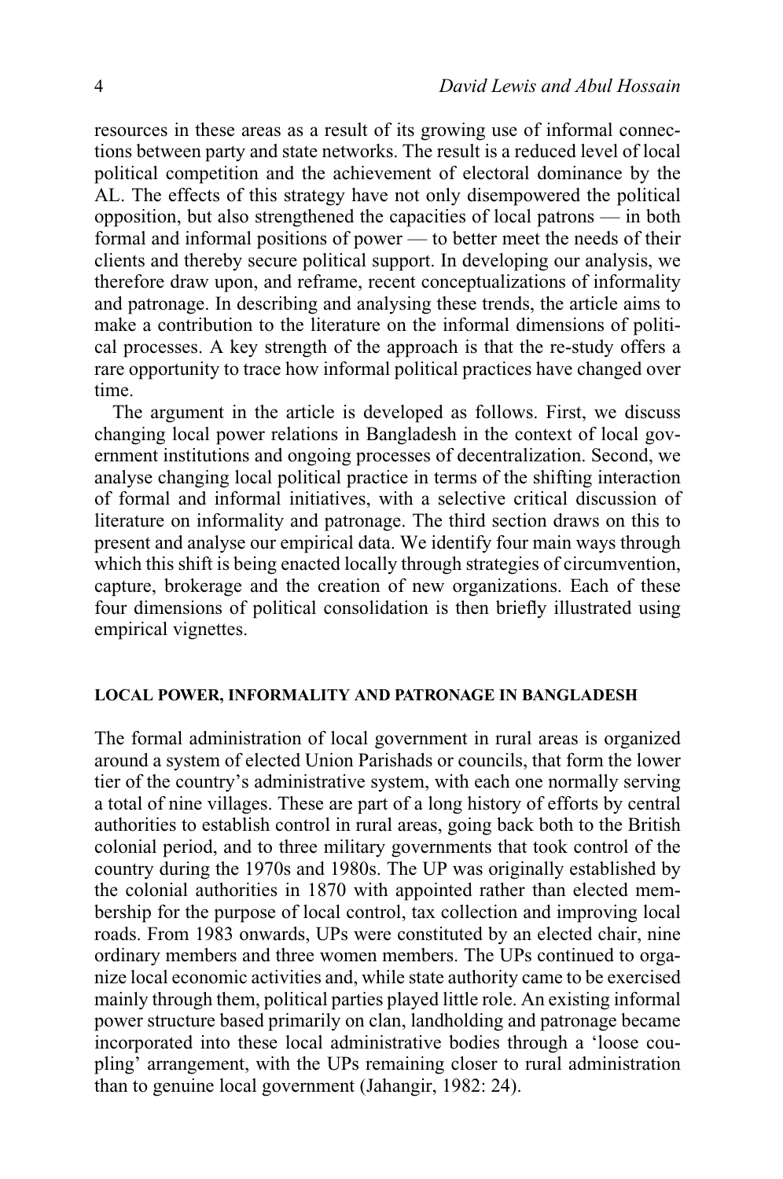resources in these areas as a result of its growing use of informal connections between party and state networks. The result is a reduced level of local political competition and the achievement of electoral dominance by the AL. The effects of this strategy have not only disempowered the political opposition, but also strengthened the capacities of local patrons — in both formal and informal positions of power — to better meet the needs of their clients and thereby secure political support. In developing our analysis, we therefore draw upon, and reframe, recent conceptualizations of informality and patronage. In describing and analysing these trends, the article aims to make a contribution to the literature on the informal dimensions of political processes. A key strength of the approach is that the re-study offers a rare opportunity to trace how informal political practices have changed over time.

The argument in the article is developed as follows. First, we discuss changing local power relations in Bangladesh in the context of local government institutions and ongoing processes of decentralization. Second, we analyse changing local political practice in terms of the shifting interaction of formal and informal initiatives, with a selective critical discussion of literature on informality and patronage. The third section draws on this to present and analyse our empirical data. We identify four main ways through which this shift is being enacted locally through strategies of circumvention, capture, brokerage and the creation of new organizations. Each of these four dimensions of political consolidation is then briefly illustrated using empirical vignettes.

## LOCAL POWER, INFORMALITY AND PATRONAGE IN BANGLADESH

The formal administration of local government in rural areas is organized around a system of elected Union Parishads or councils, that form the lower tier of the country's administrative system, with each one normally serving a total of nine villages. These are part of a long history of efforts by central authorities to establish control in rural areas, going back both to the British colonial period, and to three military governments that took control of the country during the 1970s and 1980s. The UP was originally established by the colonial authorities in 1870 with appointed rather than elected membership for the purpose of local control, tax collection and improving local roads. From 1983 onwards, UPs were constituted by an elected chair, nine ordinary members and three women members. The UPs continued to organize local economic activities and, while state authority came to be exercised mainly through them, political parties played little role. An existing informal power structure based primarily on clan, landholding and patronage became incorporated into these local administrative bodies through a 'loose coupling' arrangement, with the UPs remaining closer to rural administration than to genuine local government (Jahangir, 1982: 24).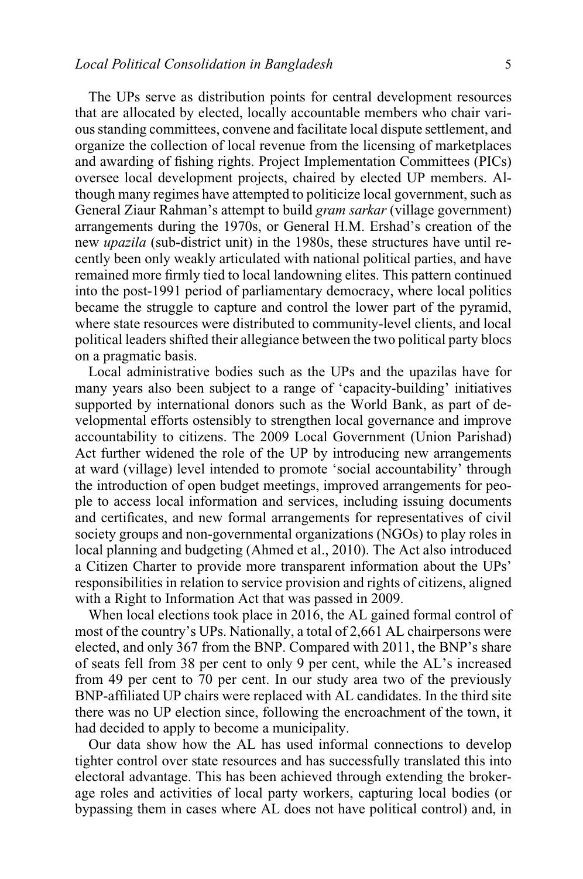The UPs serve as distribution points for central development resources that are allocated by elected, locally accountable members who chair various standing committees, convene and facilitate local dispute settlement, and organize the collection of local revenue from the licensing of marketplaces and awarding of fishing rights. Project Implementation Committees (PICs) oversee local development projects, chaired by elected UP members. Although many regimes have attempted to politicize local government, such as General Ziaur Rahman's attempt to build *gram sarkar* (village government) arrangements during the 1970s, or General H.M. Ershad's creation of the new *upazila* (sub-district unit) in the 1980s, these structures have until recently been only weakly articulated with national political parties, and have remained more firmly tied to local landowning elites. This pattern continued into the post-1991 period of parliamentary democracy, where local politics became the struggle to capture and control the lower part of the pyramid, where state resources were distributed to community-level clients, and local political leaders shifted their allegiance between the two political party blocs on a pragmatic basis.

Local administrative bodies such as the UPs and the upazilas have for many years also been subject to a range of 'capacity-building' initiatives supported by international donors such as the World Bank, as part of developmental efforts ostensibly to strengthen local governance and improve accountability to citizens. The 2009 Local Government (Union Parishad) Act further widened the role of the UP by introducing new arrangements at ward (village) level intended to promote 'social accountability' through the introduction of open budget meetings, improved arrangements for people to access local information and services, including issuing documents and certificates, and new formal arrangements for representatives of civil society groups and non-governmental organizations (NGOs) to play roles in local planning and budgeting (Ahmed et al., 2010). The Act also introduced a Citizen Charter to provide more transparent information about the UPs' responsibilities in relation to service provision and rights of citizens, aligned with a Right to Information Act that was passed in 2009.

When local elections took place in 2016, the AL gained formal control of most of the country's UPs. Nationally, a total of 2,661 AL chairpersons were elected, and only 367 from the BNP. Compared with 2011, the BNP's share of seats fell from 38 per cent to only 9 per cent, while the AL's increased from 49 per cent to 70 per cent. In our study area two of the previously BNP-affiliated UP chairs were replaced with AL candidates. In the third site there was no UP election since, following the encroachment of the town, it had decided to apply to become a municipality.

Our data show how the AL has used informal connections to develop tighter control over state resources and has successfully translated this into electoral advantage. This has been achieved through extending the brokerage roles and activities of local party workers, capturing local bodies (or bypassing them in cases where AL does not have political control) and, in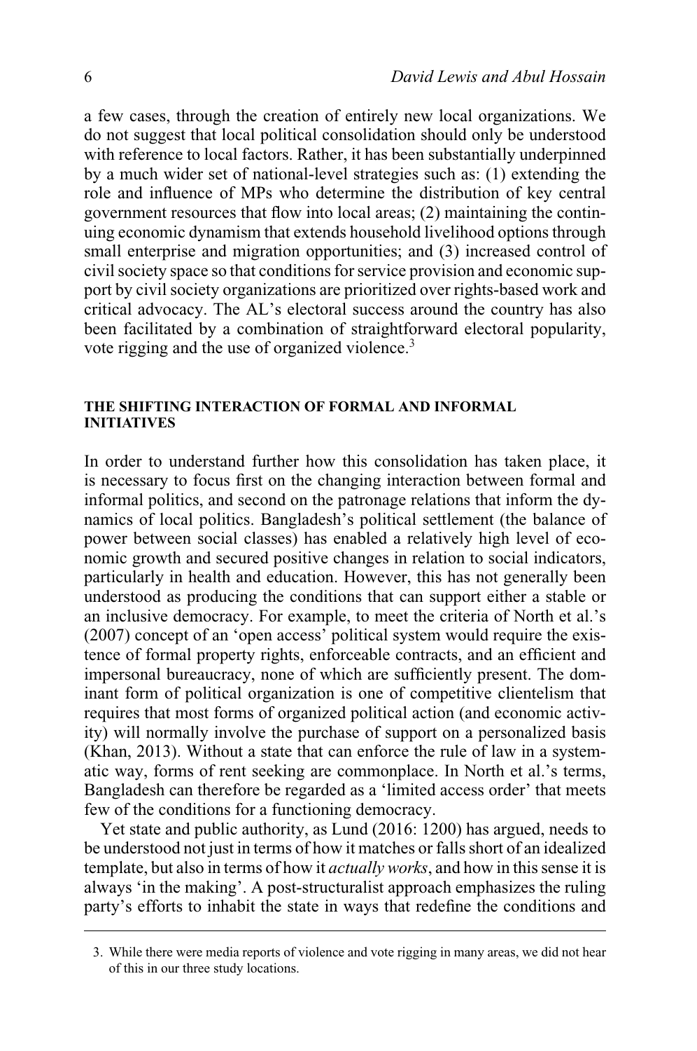a few cases, through the creation of entirely new local organizations. We do not suggest that local political consolidation should only be understood with reference to local factors. Rather, it has been substantially underpinned by a much wider set of national-level strategies such as: (1) extending the role and influence of MPs who determine the distribution of key central government resources that flow into local areas; (2) maintaining the continuing economic dynamism that extends household livelihood options through small enterprise and migration opportunities; and (3) increased control of civil society space so that conditions for service provision and economic support by civil society organizations are prioritized over rights-based work and critical advocacy. The AL's electoral success around the country has also been facilitated by a combination of straightforward electoral popularity, vote rigging and the use of organized violence.[3]

#### THE SHIFTING INTERACTION OF FORMAL AND INFORMAL INITIATIVES

In order to understand further how this consolidation has taken place, it is necessary to focus first on the changing interaction between formal and informal politics, and second on the patronage relations that inform the dynamics of local politics. Bangladesh's political settlement (the balance of power between social classes) has enabled a relatively high level of economic growth and secured positive changes in relation to social indicators, particularly in health and education. However, this has not generally been understood as producing the conditions that can support either a stable or an inclusive democracy. For example, to meet the criteria of North et al.'s (2007) concept of an 'open access' political system would require the existence of formal property rights, enforceable contracts, and an efficient and impersonal bureaucracy, none of which are sufficiently present. The dominant form of political organization is one of competitive clientelism that requires that most forms of organized political action (and economic activity) will normally involve the purchase of support on a personalized basis (Khan, 2013). Without a state that can enforce the rule of law in a systematic way, forms of rent seeking are commonplace. In North et al.'s terms, Bangladesh can therefore be regarded as a 'limited access order' that meets few of the conditions for a functioning democracy.

Yet state and public authority, as Lund (2016: 1200) has argued, needs to be understood not just in terms of how it matches or falls short of an idealized template, but also in terms of how it *actually works*, and how in this sense it is always 'in the making'. A post-structuralist approach emphasizes the ruling party's efforts to inhabit the state in ways that redefine the conditions and

3. While there were media reports of violence and vote rigging in many areas, we did not hear of this in our three study locations.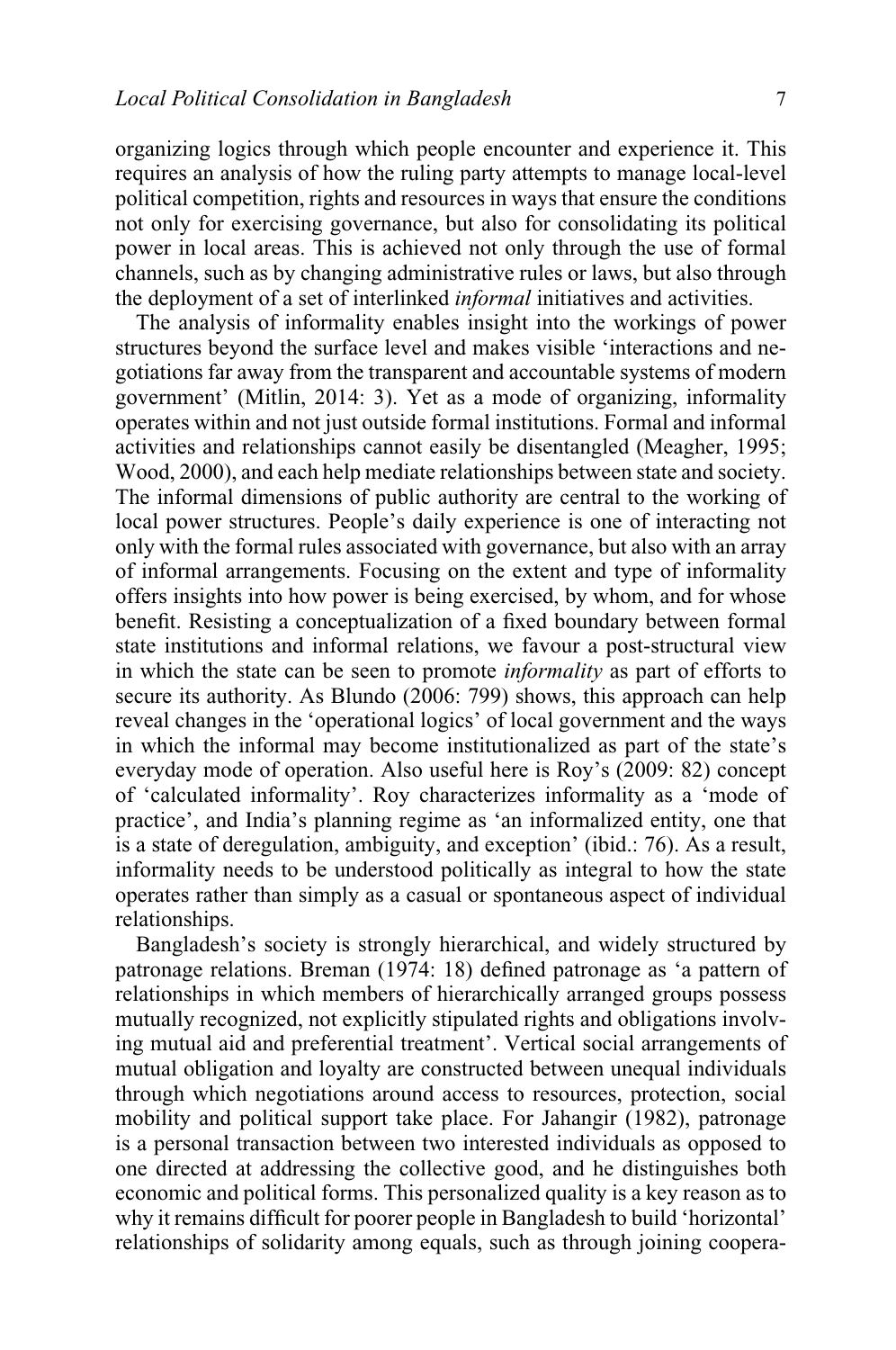organizing logics through which people encounter and experience it. This requires an analysis of how the ruling party attempts to manage local-level political competition, rights and resources in ways that ensure the conditions not only for exercising governance, but also for consolidating its political power in local areas. This is achieved not only through the use of formal channels, such as by changing administrative rules or laws, but also through the deployment of a set of interlinked *informal* initiatives and activities.

The analysis of informality enables insight into the workings of power structures beyond the surface level and makes visible 'interactions and negotiations far away from the transparent and accountable systems of modern government' (Mitlin, 2014: 3). Yet as a mode of organizing, informality operates within and not just outside formal institutions. Formal and informal activities and relationships cannot easily be disentangled (Meagher, 1995; Wood, 2000), and each help mediate relationships between state and society. The informal dimensions of public authority are central to the working of local power structures. People's daily experience is one of interacting not only with the formal rules associated with governance, but also with an array of informal arrangements. Focusing on the extent and type of informality offers insights into how power is being exercised, by whom, and for whose benefit. Resisting a conceptualization of a fixed boundary between formal state institutions and informal relations, we favour a post-structural view in which the state can be seen to promote *informality* as part of efforts to secure its authority. As Blundo (2006: 799) shows, this approach can help reveal changes in the 'operational logics' of local government and the ways in which the informal may become institutionalized as part of the state's everyday mode of operation. Also useful here is Roy's (2009: 82) concept of 'calculated informality'. Roy characterizes informality as a 'mode of practice', and India's planning regime as 'an informalized entity, one that is a state of deregulation, ambiguity, and exception' (ibid.: 76). As a result, informality needs to be understood politically as integral to how the state operates rather than simply as a casual or spontaneous aspect of individual relationships.

Bangladesh's society is strongly hierarchical, and widely structured by patronage relations. Breman (1974: 18) defined patronage as 'a pattern of relationships in which members of hierarchically arranged groups possess mutually recognized, not explicitly stipulated rights and obligations involving mutual aid and preferential treatment'. Vertical social arrangements of mutual obligation and loyalty are constructed between unequal individuals through which negotiations around access to resources, protection, social mobility and political support take place. For Jahangir (1982), patronage is a personal transaction between two interested individuals as opposed to one directed at addressing the collective good, and he distinguishes both economic and political forms. This personalized quality is a key reason as to why it remains difficult for poorer people in Bangladesh to build 'horizontal' relationships of solidarity among equals, such as through joining coopera-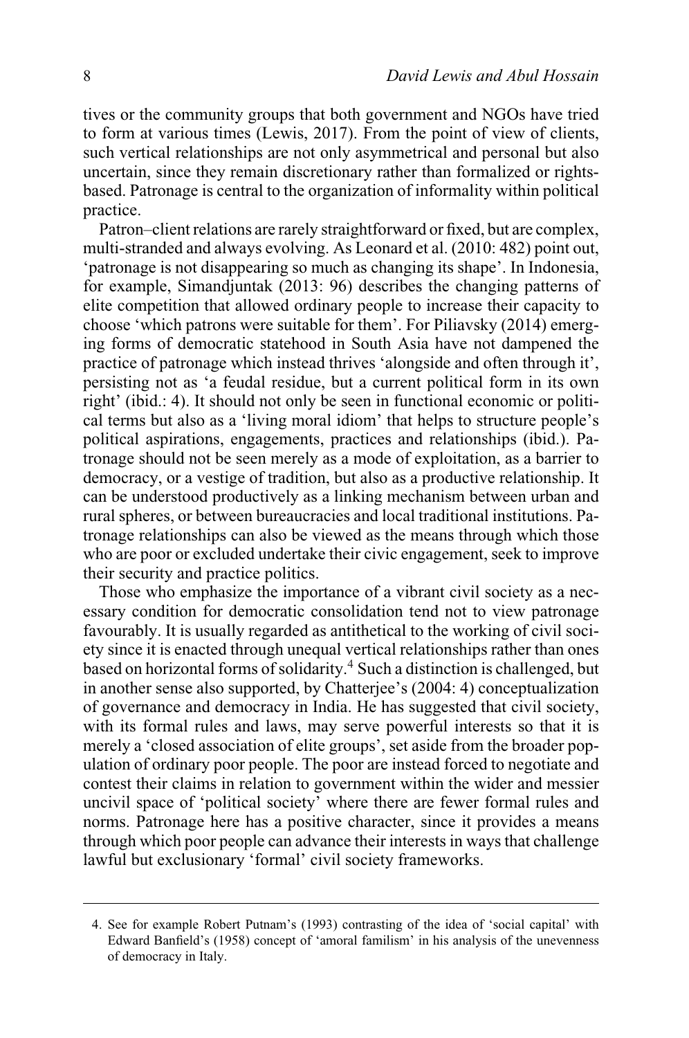tives or the community groups that both government and NGOs have tried to form at various times (Lewis, 2017). From the point of view of clients, such vertical relationships are not only asymmetrical and personal but also uncertain, since they remain discretionary rather than formalized or rights-based. Patronage is central to the organization of informality within political practice.

Patron–client relations are rarely straightforward or fixed, but are complex, multi-stranded and always evolving. As Leonard et al. (2010: 482) point out, 'patronage is not disappearing so much as changing its shape'. In Indonesia, for example, Simandjuntak (2013: 96) describes the changing patterns of elite competition that allowed ordinary people to increase their capacity to choose 'which patrons were suitable for them'. For Piliavsky (2014) emerging forms of democratic statehood in South Asia have not dampened the practice of patronage which instead thrives 'alongside and often through it', persisting not as 'a feudal residue, but a current political form in its own right' (ibid.: 4). It should not only be seen in functional economic or political terms but also as a 'living moral idiom' that helps to structure people's political aspirations, engagements, practices and relationships (ibid.). Patronage should not be seen merely as a mode of exploitation, as a barrier to democracy, or a vestige of tradition, but also as a productive relationship. It can be understood productively as a linking mechanism between urban and rural spheres, or between bureaucracies and local traditional institutions. Patronage relationships can also be viewed as the means through which those who are poor or excluded undertake their civic engagement, seek to improve their security and practice politics.

Those who emphasize the importance of a vibrant civil society as a necessary condition for democratic consolidation tend not to view patronage favourably. It is usually regarded as antithetical to the working of civil society since it is enacted through unequal vertical relationships rather than ones based on horizontal forms of solidarity.[4] Such a distinction is challenged, but in another sense also supported, by Chatterjee's (2004: 4) conceptualization of governance and democracy in India. He has suggested that civil society, with its formal rules and laws, may serve powerful interests so that it is merely a 'closed association of elite groups', set aside from the broader population of ordinary poor people. The poor are instead forced to negotiate and contest their claims in relation to government within the wider and messier uncivil space of 'political society' where there are fewer formal rules and norms. Patronage here has a positive character, since it provides a means through which poor people can advance their interests in ways that challenge lawful but exclusionary 'formal' civil society frameworks.

4. See for example Robert Putnam's (1993) contrasting of the idea of 'social capital' with Edward Banfield's (1958) concept of 'amoral familism' in his analysis of the unevenness of democracy in Italy.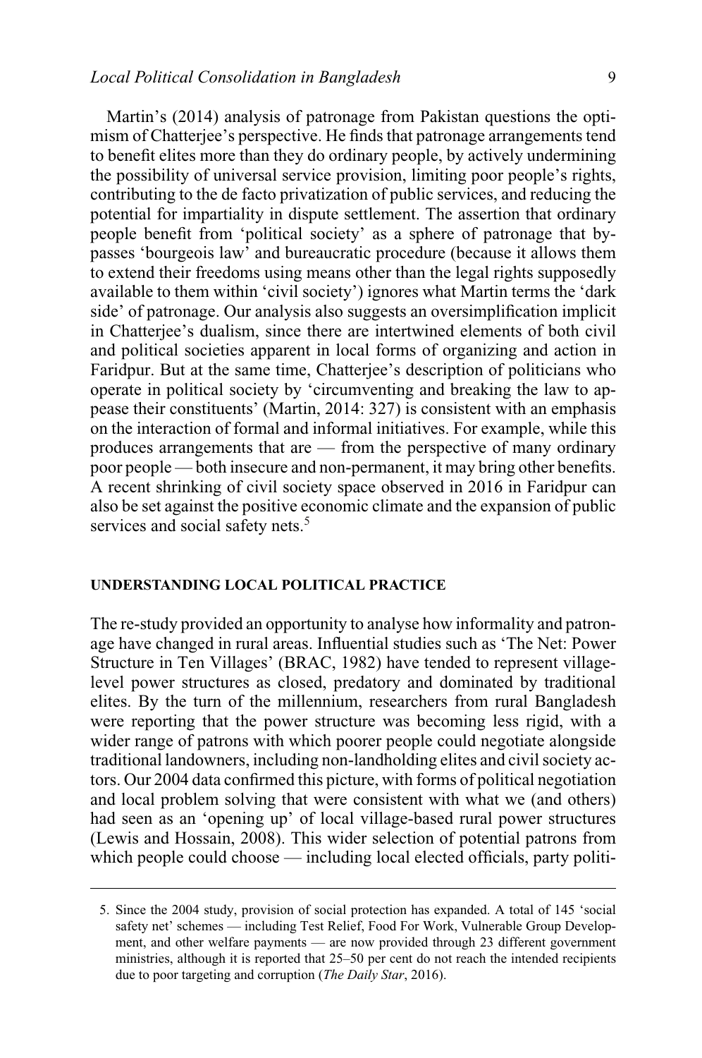Martin's (2014) analysis of patronage from Pakistan questions the optimism of Chatterjee's perspective. He finds that patronage arrangements tend to benefit elites more than they do ordinary people, by actively undermining the possibility of universal service provision, limiting poor people's rights, contributing to the de facto privatization of public services, and reducing the potential for impartiality in dispute settlement. The assertion that ordinary people benefit from 'political society' as a sphere of patronage that bypasses 'bourgeois law' and bureaucratic procedure (because it allows them to extend their freedoms using means other than the legal rights supposedly available to them within 'civil society') ignores what Martin terms the 'dark side' of patronage. Our analysis also suggests an oversimplification implicit in Chatterjee's dualism, since there are intertwined elements of both civil and political societies apparent in local forms of organizing and action in Faridpur. But at the same time, Chatterjee's description of politicians who operate in political society by 'circumventing and breaking the law to appease their constituents' (Martin, 2014: 327) is consistent with an emphasis on the interaction of formal and informal initiatives. For example, while this produces arrangements that are — from the perspective of many ordinary poor people — both insecure and non-permanent, it may bring other benefits. A recent shrinking of civil society space observed in 2016 in Faridpur can also be set against the positive economic climate and the expansion of public services and social safety nets.[5]

## UNDERSTANDING LOCAL POLITICAL PRACTICE

The re-study provided an opportunity to analyse how informality and patronage have changed in rural areas. Influential studies such as 'The Net: Power Structure in Ten Villages' (BRAC, 1982) have tended to represent village-level power structures as closed, predatory and dominated by traditional elites. By the turn of the millennium, researchers from rural Bangladesh were reporting that the power structure was becoming less rigid, with a wider range of patrons with which poorer people could negotiate alongside traditional landowners, including non-landholding elites and civil society actors. Our 2004 data confirmed this picture, with forms of political negotiation and local problem solving that were consistent with what we (and others) had seen as an 'opening up' of local village-based rural power structures (Lewis and Hossain, 2008). This wider selection of potential patrons from which people could choose — including local elected officials, party politi-

5. Since the 2004 study, provision of social protection has expanded. A total of 145 'social safety net' schemes — including Test Relief, Food For Work, Vulnerable Group Development, and other welfare payments — are now provided through 23 different government ministries, although it is reported that 25–50 per cent do not reach the intended recipients due to poor targeting and corruption (*The Daily Star*, 2016).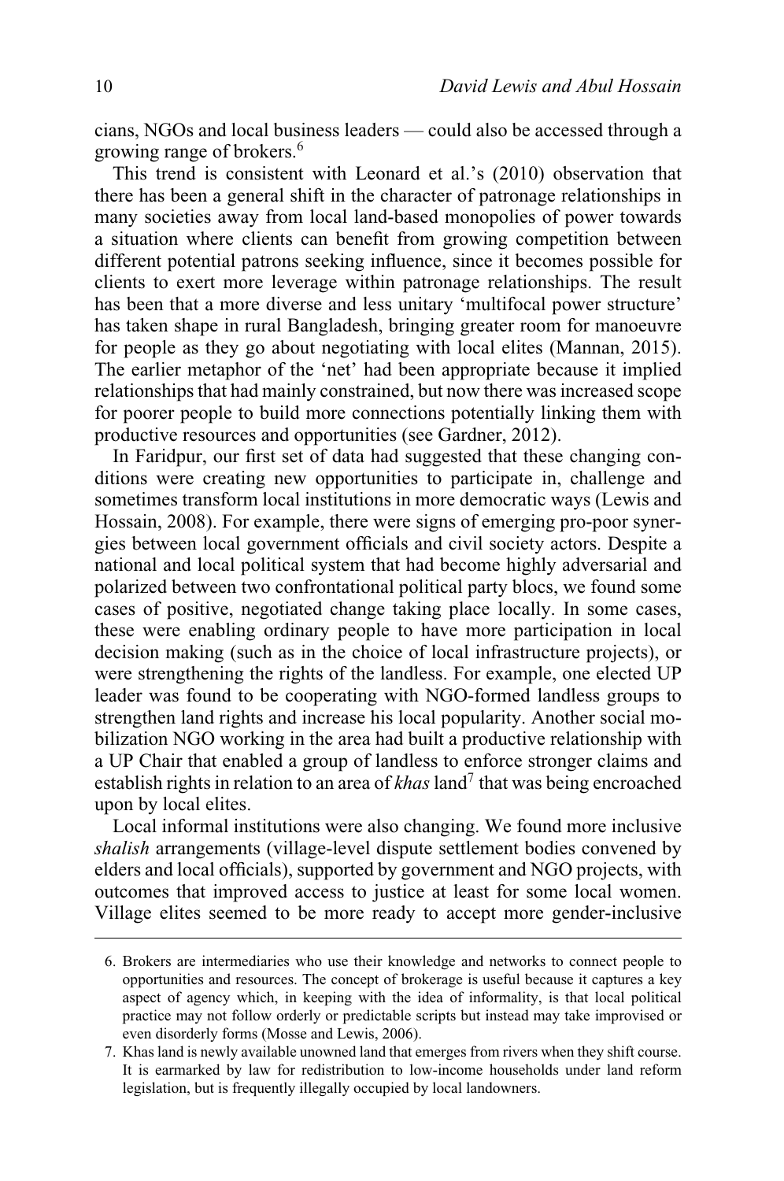cians, NGOs and local business leaders — could also be accessed through a growing range of brokers.[6]

This trend is consistent with Leonard et al.'s (2010) observation that there has been a general shift in the character of patronage relationships in many societies away from local land-based monopolies of power towards a situation where clients can benefit from growing competition between different potential patrons seeking influence, since it becomes possible for clients to exert more leverage within patronage relationships. The result has been that a more diverse and less unitary 'multifocal power structure' has taken shape in rural Bangladesh, bringing greater room for manoeuvre for people as they go about negotiating with local elites (Mannan, 2015). The earlier metaphor of the 'net' had been appropriate because it implied relationships that had mainly constrained, but now there was increased scope for poorer people to build more connections potentially linking them with productive resources and opportunities (see Gardner, 2012).

In Faridpur, our first set of data had suggested that these changing conditions were creating new opportunities to participate in, challenge and sometimes transform local institutions in more democratic ways (Lewis and Hossain, 2008). For example, there were signs of emerging pro-poor synergies between local government officials and civil society actors. Despite a national and local political system that had become highly adversarial and polarized between two confrontational political party blocs, we found some cases of positive, negotiated change taking place locally. In some cases, these were enabling ordinary people to have more participation in local decision making (such as in the choice of local infrastructure projects), or were strengthening the rights of the landless. For example, one elected UP leader was found to be cooperating with NGO-formed landless groups to strengthen land rights and increase his local popularity. Another social mobilization NGO working in the area had built a productive relationship with a UP Chair that enabled a group of landless to enforce stronger claims and establish rights in relation to an area of *khas* land[7] that was being encroached upon by local elites.

Local informal institutions were also changing. We found more inclusive *shalish* arrangements (village-level dispute settlement bodies convened by elders and local officials), supported by government and NGO projects, with outcomes that improved access to justice at least for some local women. Village elites seemed to be more ready to accept more gender-inclusive

---

6. Brokers are intermediaries who use their knowledge and networks to connect people to opportunities and resources. The concept of brokerage is useful because it captures a key aspect of agency which, in keeping with the idea of informality, is that local political practice may not follow orderly or predictable scripts but instead may take improvised or even disorderly forms (Mosse and Lewis, 2006).

7. Khas land is newly available unowned land that emerges from rivers when they shift course. It is earmarked by law for redistribution to low-income households under land reform legislation, but is frequently illegally occupied by local landowners.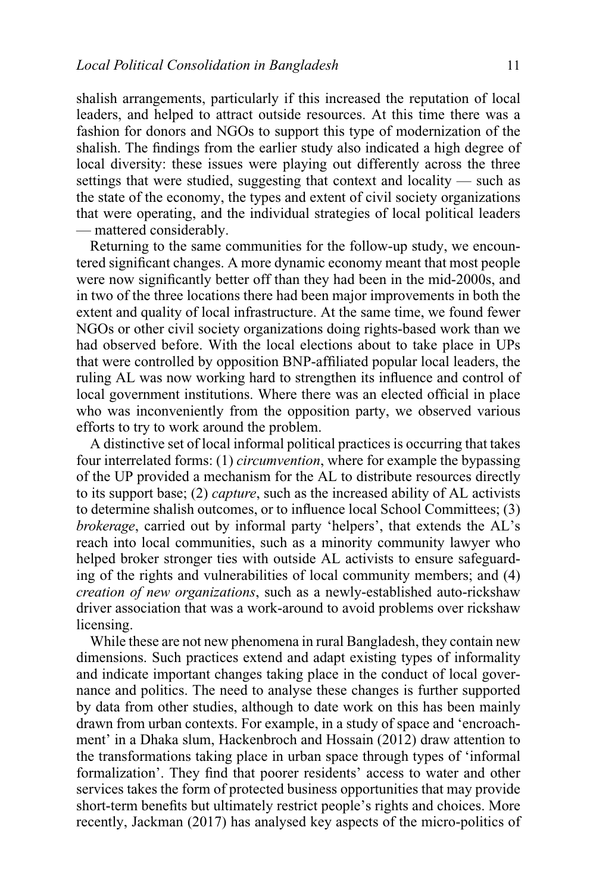shalish arrangements, particularly if this increased the reputation of local leaders, and helped to attract outside resources. At this time there was a fashion for donors and NGOs to support this type of modernization of the shalish. The findings from the earlier study also indicated a high degree of local diversity: these issues were playing out differently across the three settings that were studied, suggesting that context and locality — such as the state of the economy, the types and extent of civil society organizations that were operating, and the individual strategies of local political leaders — mattered considerably.

Returning to the same communities for the follow-up study, we encountered significant changes. A more dynamic economy meant that most people were now significantly better off than they had been in the mid-2000s, and in two of the three locations there had been major improvements in both the extent and quality of local infrastructure. At the same time, we found fewer NGOs or other civil society organizations doing rights-based work than we had observed before. With the local elections about to take place in UPs that were controlled by opposition BNP-affiliated popular local leaders, the ruling AL was now working hard to strengthen its influence and control of local government institutions. Where there was an elected official in place who was inconveniently from the opposition party, we observed various efforts to try to work around the problem.

A distinctive set of local informal political practices is occurring that takes four interrelated forms: (1) *circumvention*, where for example the bypassing of the UP provided a mechanism for the AL to distribute resources directly to its support base; (2) *capture*, such as the increased ability of AL activists to determine shalish outcomes, or to influence local School Committees; (3) *brokerage*, carried out by informal party 'helpers', that extends the AL's reach into local communities, such as a minority community lawyer who helped broker stronger ties with outside AL activists to ensure safeguarding of the rights and vulnerabilities of local community members; and (4) *creation of new organizations*, such as a newly-established auto-rickshaw driver association that was a work-around to avoid problems over rickshaw licensing.

While these are not new phenomena in rural Bangladesh, they contain new dimensions. Such practices extend and adapt existing types of informality and indicate important changes taking place in the conduct of local governance and politics. The need to analyse these changes is further supported by data from other studies, although to date work on this has been mainly drawn from urban contexts. For example, in a study of space and 'encroachment' in a Dhaka slum, Hackenbroch and Hossain (2012) draw attention to the transformations taking place in urban space through types of 'informal formalization'. They find that poorer residents' access to water and other services takes the form of protected business opportunities that may provide short-term benefits but ultimately restrict people's rights and choices. More recently, Jackman (2017) has analysed key aspects of the micro-politics of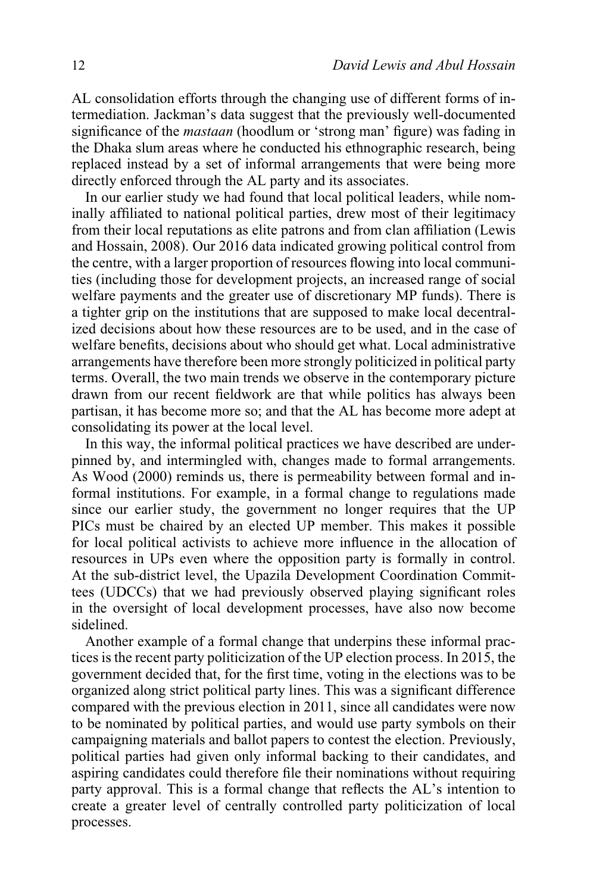AL consolidation efforts through the changing use of different forms of intermediation. Jackman's data suggest that the previously well-documented significance of the *mastaan* (hoodlum or 'strong man' figure) was fading in the Dhaka slum areas where he conducted his ethnographic research, being replaced instead by a set of informal arrangements that were being more directly enforced through the AL party and its associates.

In our earlier study we had found that local political leaders, while nominally affiliated to national political parties, drew most of their legitimacy from their local reputations as elite patrons and from clan affiliation (Lewis and Hossain, 2008). Our 2016 data indicated growing political control from the centre, with a larger proportion of resources flowing into local communities (including those for development projects, an increased range of social welfare payments and the greater use of discretionary MP funds). There is a tighter grip on the institutions that are supposed to make local decentralized decisions about how these resources are to be used, and in the case of welfare benefits, decisions about who should get what. Local administrative arrangements have therefore been more strongly politicized in political party terms. Overall, the two main trends we observe in the contemporary picture drawn from our recent fieldwork are that while politics has always been partisan, it has become more so; and that the AL has become more adept at consolidating its power at the local level.

In this way, the informal political practices we have described are underpinned by, and intermingled with, changes made to formal arrangements. As Wood (2000) reminds us, there is permeability between formal and informal institutions. For example, in a formal change to regulations made since our earlier study, the government no longer requires that the UP PICs must be chaired by an elected UP member. This makes it possible for local political activists to achieve more influence in the allocation of resources in UPs even where the opposition party is formally in control. At the sub-district level, the Upazila Development Coordination Committees (UDCCs) that we had previously observed playing significant roles in the oversight of local development processes, have also now become sidelined.

Another example of a formal change that underpins these informal practices is the recent party politicization of the UP election process. In 2015, the government decided that, for the first time, voting in the elections was to be organized along strict political party lines. This was a significant difference compared with the previous election in 2011, since all candidates were now to be nominated by political parties, and would use party symbols on their campaigning materials and ballot papers to contest the election. Previously, political parties had given only informal backing to their candidates, and aspiring candidates could therefore file their nominations without requiring party approval. This is a formal change that reflects the AL's intention to create a greater level of centrally controlled party politicization of local processes.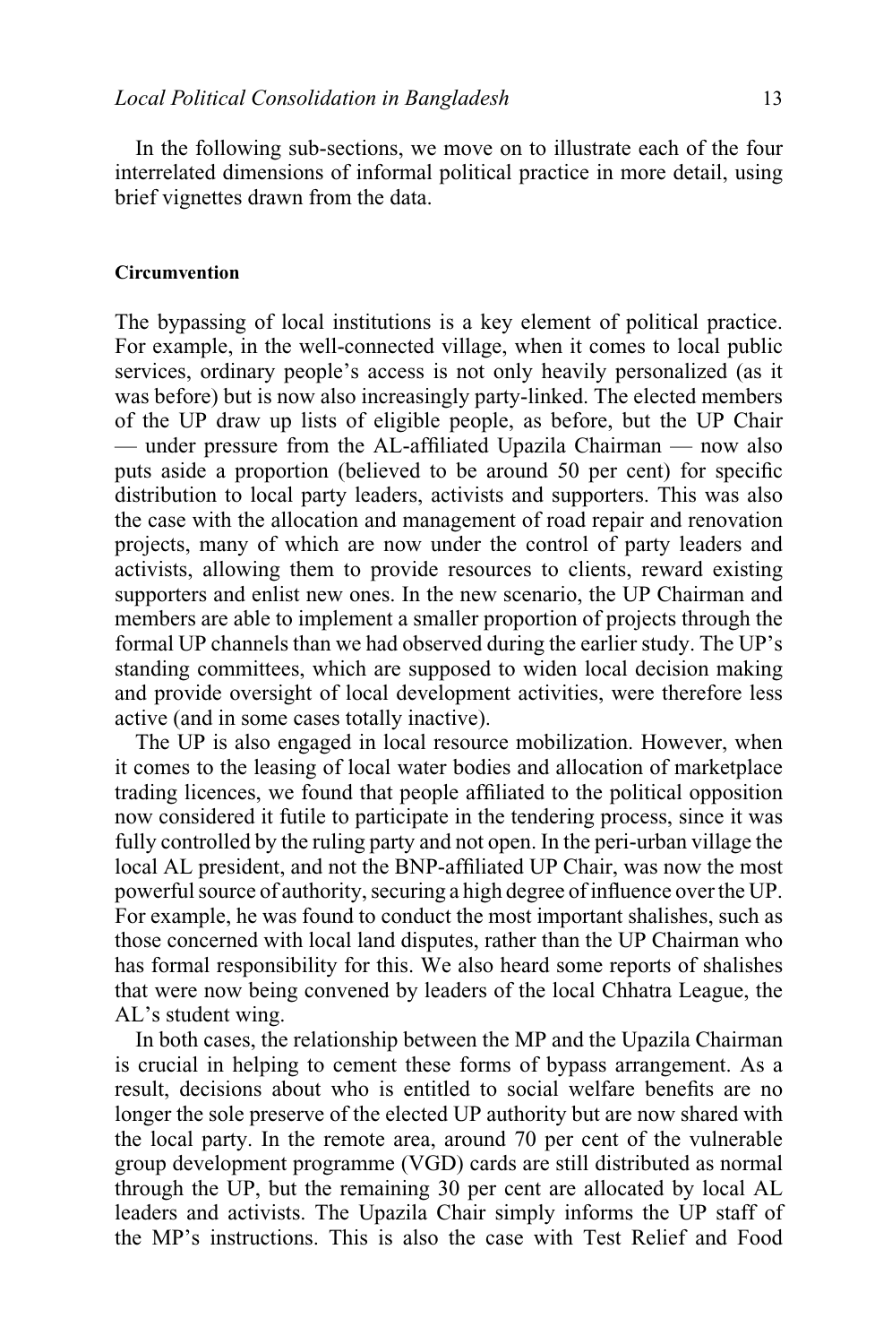In the following sub-sections, we move on to illustrate each of the four interrelated dimensions of informal political practice in more detail, using brief vignettes drawn from the data.

### Circumvention

The bypassing of local institutions is a key element of political practice. For example, in the well-connected village, when it comes to local public services, ordinary people's access is not only heavily personalized (as it was before) but is now also increasingly party-linked. The elected members of the UP draw up lists of eligible people, as before, but the UP Chair — under pressure from the AL-affiliated Upazila Chairman — now also puts aside a proportion (believed to be around 50 per cent) for specific distribution to local party leaders, activists and supporters. This was also the case with the allocation and management of road repair and renovation projects, many of which are now under the control of party leaders and activists, allowing them to provide resources to clients, reward existing supporters and enlist new ones. In the new scenario, the UP Chairman and members are able to implement a smaller proportion of projects through the formal UP channels than we had observed during the earlier study. The UP's standing committees, which are supposed to widen local decision making and provide oversight of local development activities, were therefore less active (and in some cases totally inactive).

The UP is also engaged in local resource mobilization. However, when it comes to the leasing of local water bodies and allocation of marketplace trading licences, we found that people affiliated to the political opposition now considered it futile to participate in the tendering process, since it was fully controlled by the ruling party and not open. In the peri-urban village the local AL president, and not the BNP-affiliated UP Chair, was now the most powerful source of authority, securing a high degree of influence over the UP. For example, he was found to conduct the most important shalishes, such as those concerned with local land disputes, rather than the UP Chairman who has formal responsibility for this. We also heard some reports of shalishes that were now being convened by leaders of the local Chhatra League, the AL's student wing.

In both cases, the relationship between the MP and the Upazila Chairman is crucial in helping to cement these forms of bypass arrangement. As a result, decisions about who is entitled to social welfare benefits are no longer the sole preserve of the elected UP authority but are now shared with the local party. In the remote area, around 70 per cent of the vulnerable group development programme (VGD) cards are still distributed as normal through the UP, but the remaining 30 per cent are allocated by local AL leaders and activists. The Upazila Chair simply informs the UP staff of the MP's instructions. This is also the case with Test Relief and Food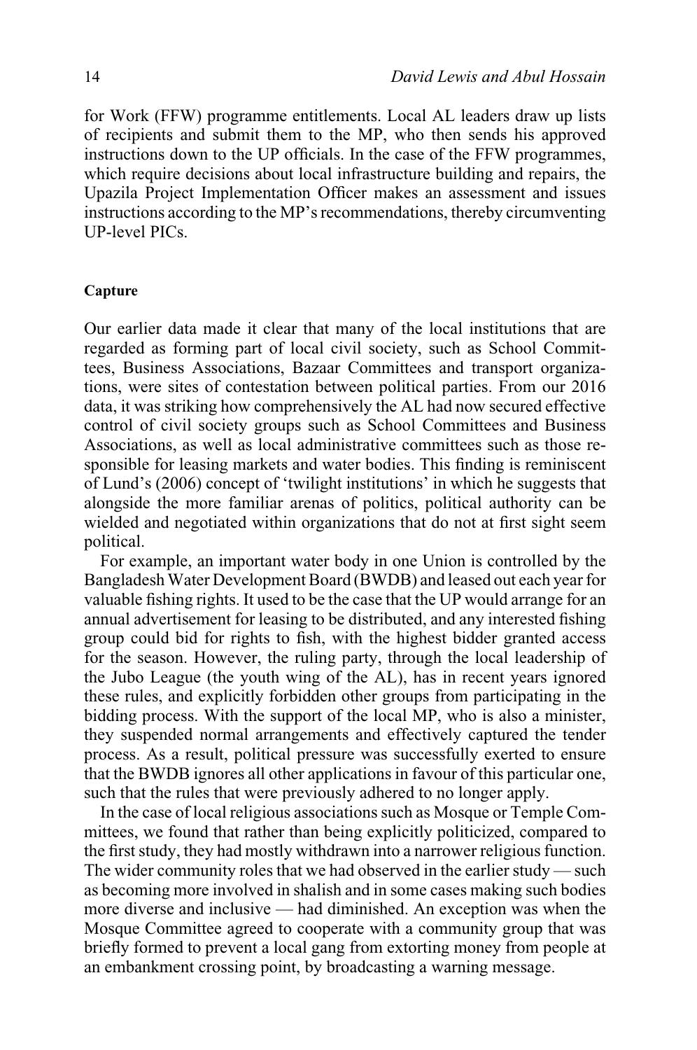for Work (FFW) programme entitlements. Local AL leaders draw up lists of recipients and submit them to the MP, who then sends his approved instructions down to the UP officials. In the case of the FFW programmes, which require decisions about local infrastructure building and repairs, the Upazila Project Implementation Officer makes an assessment and issues instructions according to the MP's recommendations, thereby circumventing UP-level PICs.

### Capture

Our earlier data made it clear that many of the local institutions that are regarded as forming part of local civil society, such as School Committees, Business Associations, Bazaar Committees and transport organizations, were sites of contestation between political parties. From our 2016 data, it was striking how comprehensively the AL had now secured effective control of civil society groups such as School Committees and Business Associations, as well as local administrative committees such as those responsible for leasing markets and water bodies. This finding is reminiscent of Lund's (2006) concept of 'twilight institutions' in which he suggests that alongside the more familiar arenas of politics, political authority can be wielded and negotiated within organizations that do not at first sight seem political.

For example, an important water body in one Union is controlled by the Bangladesh Water Development Board (BWDB) and leased out each year for valuable fishing rights. It used to be the case that the UP would arrange for an annual advertisement for leasing to be distributed, and any interested fishing group could bid for rights to fish, with the highest bidder granted access for the season. However, the ruling party, through the local leadership of the Jubo League (the youth wing of the AL), has in recent years ignored these rules, and explicitly forbidden other groups from participating in the bidding process. With the support of the local MP, who is also a minister, they suspended normal arrangements and effectively captured the tender process. As a result, political pressure was successfully exerted to ensure that the BWDB ignores all other applications in favour of this particular one, such that the rules that were previously adhered to no longer apply.

In the case of local religious associations such as Mosque or Temple Committees, we found that rather than being explicitly politicized, compared to the first study, they had mostly withdrawn into a narrower religious function. The wider community roles that we had observed in the earlier study — such as becoming more involved in shalish and in some cases making such bodies more diverse and inclusive — had diminished. An exception was when the Mosque Committee agreed to cooperate with a community group that was briefly formed to prevent a local gang from extorting money from people at an embankment crossing point, by broadcasting a warning message.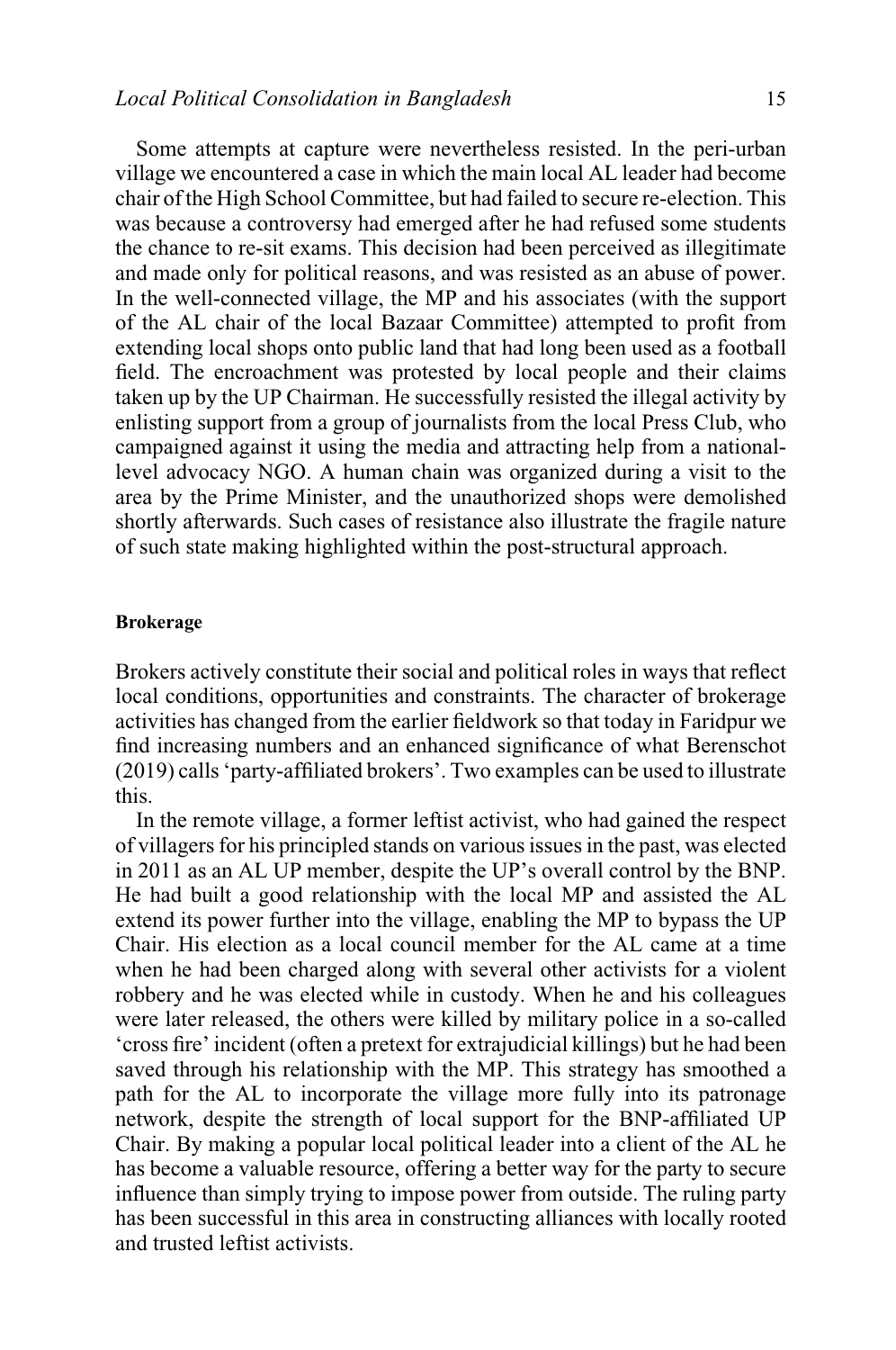Some attempts at capture were nevertheless resisted. In the peri-urban village we encountered a case in which the main local AL leader had become chair of the High School Committee, but had failed to secure re-election. This was because a controversy had emerged after he had refused some students the chance to re-sit exams. This decision had been perceived as illegitimate and made only for political reasons, and was resisted as an abuse of power. In the well-connected village, the MP and his associates (with the support of the AL chair of the local Bazaar Committee) attempted to profit from extending local shops onto public land that had long been used as a football field. The encroachment was protested by local people and their claims taken up by the UP Chairman. He successfully resisted the illegal activity by enlisting support from a group of journalists from the local Press Club, who campaigned against it using the media and attracting help from a national-level advocacy NGO. A human chain was organized during a visit to the area by the Prime Minister, and the unauthorized shops were demolished shortly afterwards. Such cases of resistance also illustrate the fragile nature of such state making highlighted within the post-structural approach.

### Brokerage

Brokers actively constitute their social and political roles in ways that reflect local conditions, opportunities and constraints. The character of brokerage activities has changed from the earlier fieldwork so that today in Faridpur we find increasing numbers and an enhanced significance of what Berenschot (2019) calls 'party-affiliated brokers'. Two examples can be used to illustrate this.

In the remote village, a former leftist activist, who had gained the respect of villagers for his principled stands on various issues in the past, was elected in 2011 as an AL UP member, despite the UP's overall control by the BNP. He had built a good relationship with the local MP and assisted the AL extend its power further into the village, enabling the MP to bypass the UP Chair. His election as a local council member for the AL came at a time when he had been charged along with several other activists for a violent robbery and he was elected while in custody. When he and his colleagues were later released, the others were killed by military police in a so-called 'cross fire' incident (often a pretext for extrajudicial killings) but he had been saved through his relationship with the MP. This strategy has smoothed a path for the AL to incorporate the village more fully into its patronage network, despite the strength of local support for the BNP-affiliated UP Chair. By making a popular local political leader into a client of the AL he has become a valuable resource, offering a better way for the party to secure influence than simply trying to impose power from outside. The ruling party has been successful in this area in constructing alliances with locally rooted and trusted leftist activists.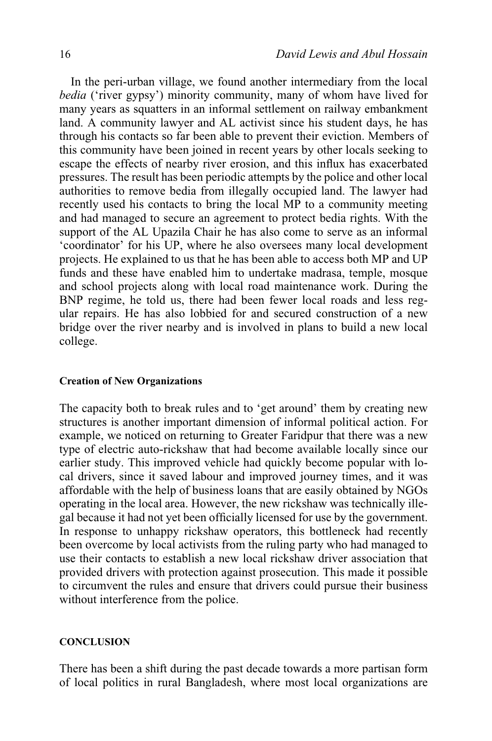In the peri-urban village, we found another intermediary from the local *bedia* ('river gypsy') minority community, many of whom have lived for many years as squatters in an informal settlement on railway embankment land. A community lawyer and AL activist since his student days, he has through his contacts so far been able to prevent their eviction. Members of this community have been joined in recent years by other locals seeking to escape the effects of nearby river erosion, and this influx has exacerbated pressures. The result has been periodic attempts by the police and other local authorities to remove bedia from illegally occupied land. The lawyer had recently used his contacts to bring the local MP to a community meeting and had managed to secure an agreement to protect bedia rights. With the support of the AL Upazila Chair he has also come to serve as an informal 'coordinator' for his UP, where he also oversees many local development projects. He explained to us that he has been able to access both MP and UP funds and these have enabled him to undertake madrasa, temple, mosque and school projects along with local road maintenance work. During the BNP regime, he told us, there had been fewer local roads and less regular repairs. He has also lobbied for and secured construction of a new bridge over the river nearby and is involved in plans to build a new local college.

#### Creation of New Organizations

The capacity both to break rules and to 'get around' them by creating new structures is another important dimension of informal political action. For example, we noticed on returning to Greater Faridpur that there was a new type of electric auto-rickshaw that had become available locally since our earlier study. This improved vehicle had quickly become popular with local drivers, since it saved labour and improved journey times, and it was affordable with the help of business loans that are easily obtained by NGOs operating in the local area. However, the new rickshaw was technically illegal because it had not yet been officially licensed for use by the government. In response to unhappy rickshaw operators, this bottleneck had recently been overcome by local activists from the ruling party who had managed to use their contacts to establish a new local rickshaw driver association that provided drivers with protection against prosecution. This made it possible to circumvent the rules and ensure that drivers could pursue their business without interference from the police.

## CONCLUSION

There has been a shift during the past decade towards a more partisan form of local politics in rural Bangladesh, where most local organizations are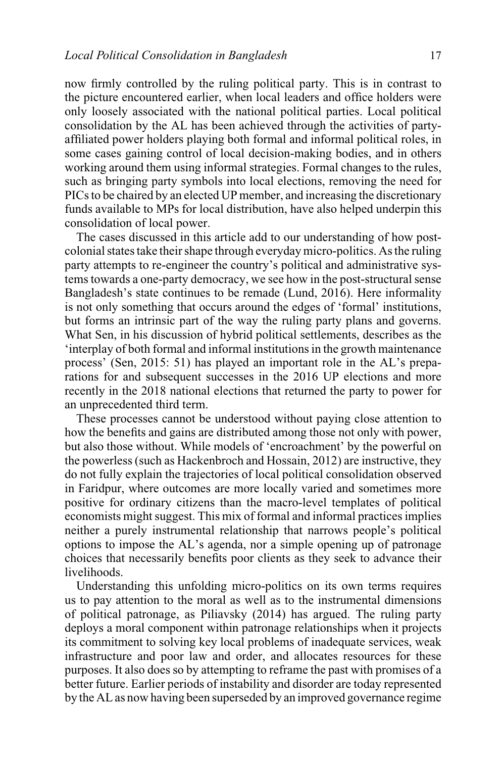now firmly controlled by the ruling political party. This is in contrast to the picture encountered earlier, when local leaders and office holders were only loosely associated with the national political parties. Local political consolidation by the AL has been achieved through the activities of party-affiliated power holders playing both formal and informal political roles, in some cases gaining control of local decision-making bodies, and in others working around them using informal strategies. Formal changes to the rules, such as bringing party symbols into local elections, removing the need for PICs to be chaired by an elected UP member, and increasing the discretionary funds available to MPs for local distribution, have also helped underpin this consolidation of local power.

The cases discussed in this article add to our understanding of how post-colonial states take their shape through everyday micro-politics. As the ruling party attempts to re-engineer the country's political and administrative systems towards a one-party democracy, we see how in the post-structural sense Bangladesh's state continues to be remade (Lund, 2016). Here informality is not only something that occurs around the edges of 'formal' institutions, but forms an intrinsic part of the way the ruling party plans and governs. What Sen, in his discussion of hybrid political settlements, describes as the 'interplay of both formal and informal institutions in the growth maintenance process' (Sen, 2015: 51) has played an important role in the AL's preparations for and subsequent successes in the 2016 UP elections and more recently in the 2018 national elections that returned the party to power for an unprecedented third term.

These processes cannot be understood without paying close attention to how the benefits and gains are distributed among those not only with power, but also those without. While models of 'encroachment' by the powerful on the powerless (such as Hackenbroch and Hossain, 2012) are instructive, they do not fully explain the trajectories of local political consolidation observed in Faridpur, where outcomes are more locally varied and sometimes more positive for ordinary citizens than the macro-level templates of political economists might suggest. This mix of formal and informal practices implies neither a purely instrumental relationship that narrows people's political options to impose the AL's agenda, nor a simple opening up of patronage choices that necessarily benefits poor clients as they seek to advance their livelihoods.

Understanding this unfolding micro-politics on its own terms requires us to pay attention to the moral as well as to the instrumental dimensions of political patronage, as Piliavsky (2014) has argued. The ruling party deploys a moral component within patronage relationships when it projects its commitment to solving key local problems of inadequate services, weak infrastructure and poor law and order, and allocates resources for these purposes. It also does so by attempting to reframe the past with promises of a better future. Earlier periods of instability and disorder are today represented by the AL as now having been superseded by an improved governance regime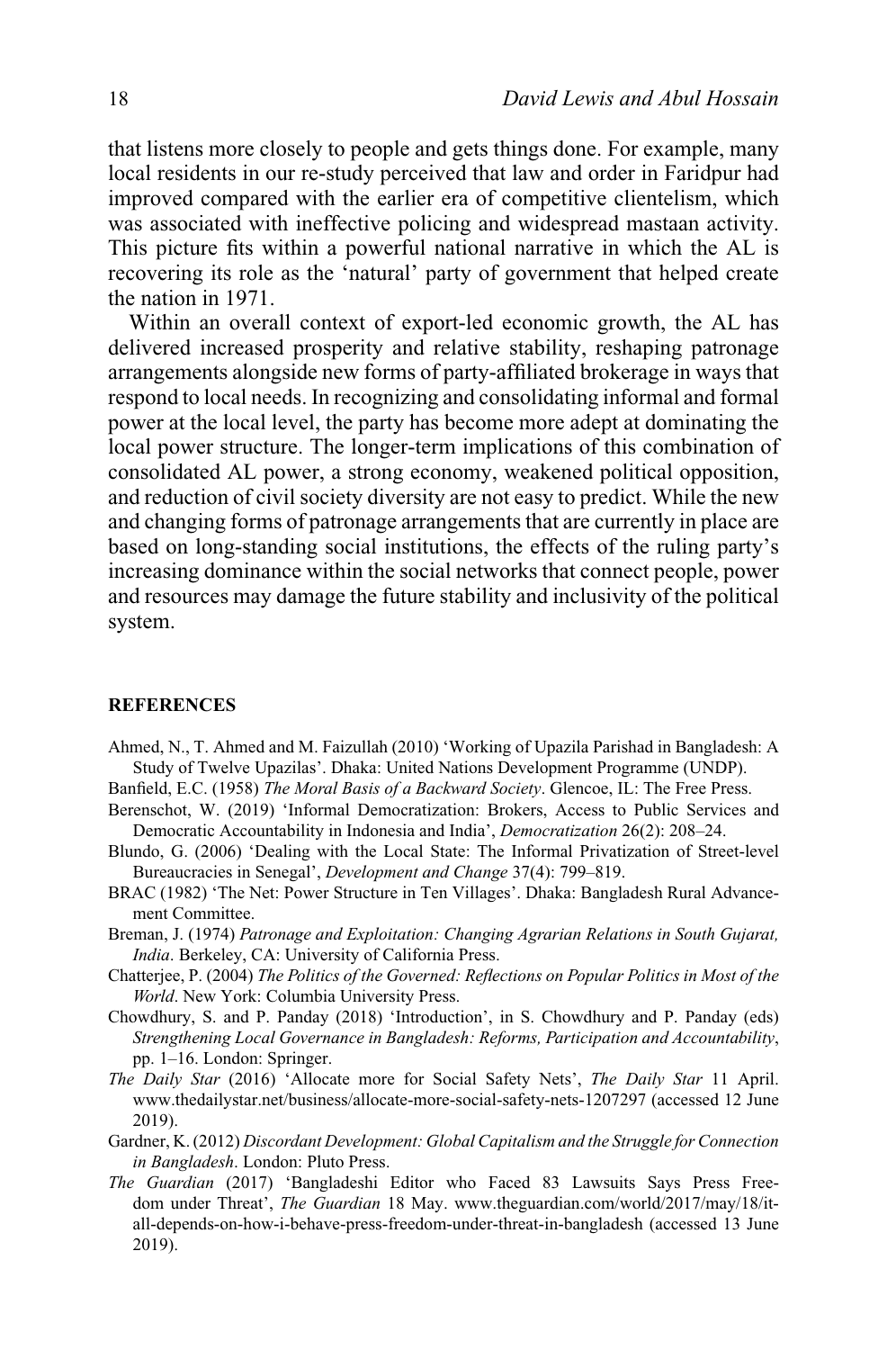that listens more closely to people and gets things done. For example, many local residents in our re-study perceived that law and order in Faridpur had improved compared with the earlier era of competitive clientelism, which was associated with ineffective policing and widespread mastaan activity. This picture fits within a powerful national narrative in which the AL is recovering its role as the 'natural' party of government that helped create the nation in 1971.

Within an overall context of export-led economic growth, the AL has delivered increased prosperity and relative stability, reshaping patronage arrangements alongside new forms of party-affiliated brokerage in ways that respond to local needs. In recognizing and consolidating informal and formal power at the local level, the party has become more adept at dominating the local power structure. The longer-term implications of this combination of consolidated AL power, a strong economy, weakened political opposition, and reduction of civil society diversity are not easy to predict. While the new and changing forms of patronage arrangements that are currently in place are based on long-standing social institutions, the effects of the ruling party's increasing dominance within the social networks that connect people, power and resources may damage the future stability and inclusivity of the political system.

## REFERENCES

Ahmed, N., T. Ahmed and M. Faizullah (2010) 'Working of Upazila Parishad in Bangladesh: A Study of Twelve Upazilas'. Dhaka: United Nations Development Programme (UNDP).

Banfield, E.C. (1958) *The Moral Basis of a Backward Society*. Glencoe, IL: The Free Press.

Berenschot, W. (2019) 'Informal Democratization: Brokers, Access to Public Services and Democratic Accountability in Indonesia and India', *Democratization* 26(2): 208–24.

Blundo, G. (2006) 'Dealing with the Local State: The Informal Privatization of Street-level Bureaucracies in Senegal', *Development and Change* 37(4): 799–819.

BRAC (1982) 'The Net: Power Structure in Ten Villages'. Dhaka: Bangladesh Rural Advancement Committee.

Breman, J. (1974) *Patronage and Exploitation: Changing Agrarian Relations in South Gujarat, India*. Berkeley, CA: University of California Press.

Chatterjee, P. (2004) *The Politics of the Governed: Reflections on Popular Politics in Most of the World*. New York: Columbia University Press.

Chowdhury, S. and P. Panday (2018) 'Introduction', in S. Chowdhury and P. Panday (eds) *Strengthening Local Governance in Bangladesh: Reforms, Participation and Accountability*, pp. 1–16. London: Springer.

*The Daily Star* (2016) 'Allocate more for Social Safety Nets', *The Daily Star* 11 April. www.thedailystar.net/business/allocate-more-social-safety-nets-1207297 (accessed 12 June 2019).

Gardner, K. (2012) *Discordant Development: Global Capitalism and the Struggle for Connection in Bangladesh*. London: Pluto Press.

*The Guardian* (2017) 'Bangladeshi Editor who Faced 83 Lawsuits Says Press Freedom under Threat', *The Guardian* 18 May. www.theguardian.com/world/2017/may/18/it-all-depends-on-how-i-behave-press-freedom-under-threat-in-bangladesh (accessed 13 June 2019).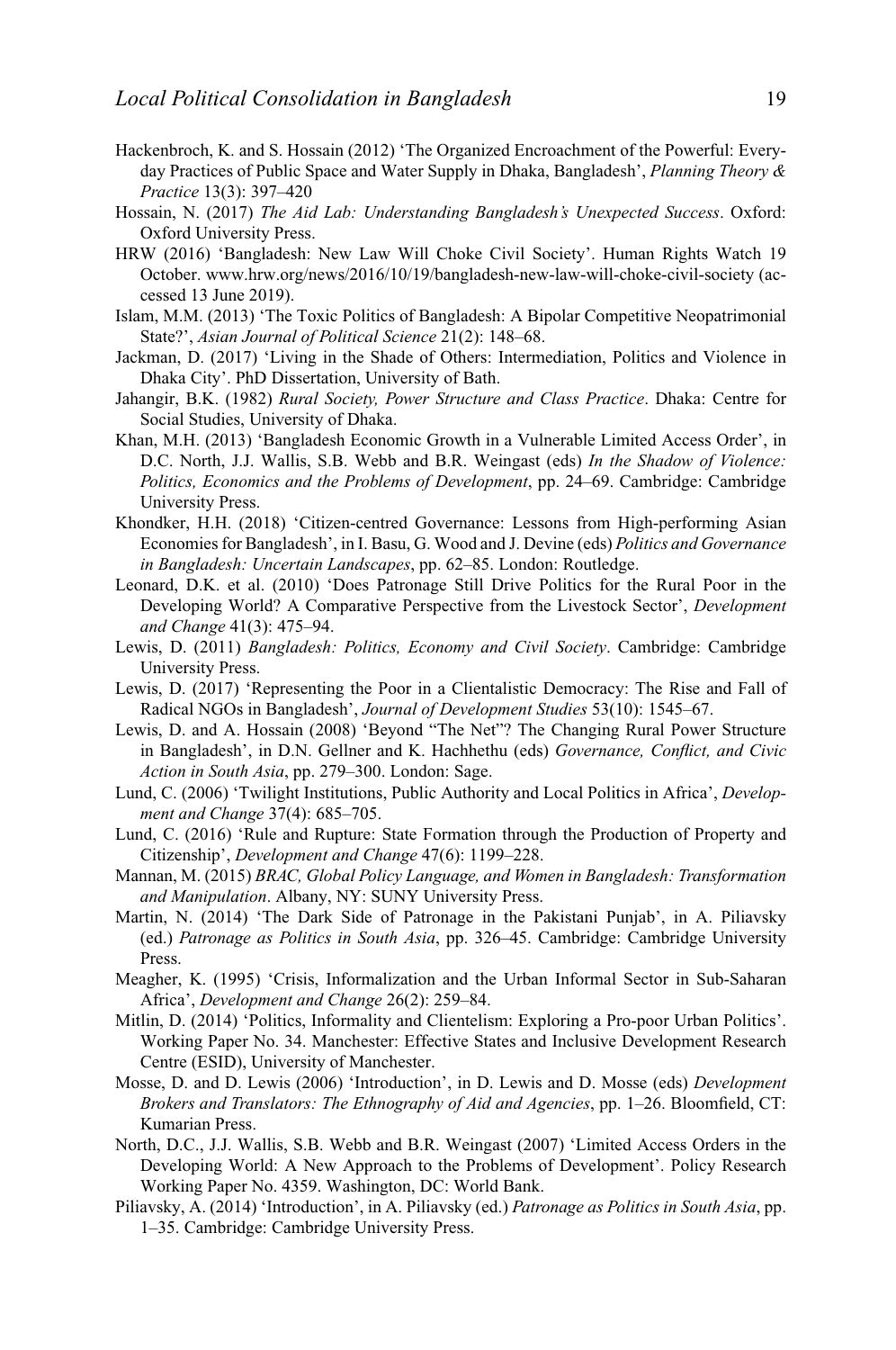Hackenbroch, K. and S. Hossain (2012) 'The Organized Encroachment of the Powerful: Everyday Practices of Public Space and Water Supply in Dhaka, Bangladesh', *Planning Theory & Practice* 13(3): 397–420

Hossain, N. (2017) *The Aid Lab: Understanding Bangladesh's Unexpected Success*. Oxford: Oxford University Press.

HRW (2016) 'Bangladesh: New Law Will Choke Civil Society'. Human Rights Watch 19 October. www.hrw.org/news/2016/10/19/bangladesh-new-law-will-choke-civil-society (accessed 13 June 2019).

Islam, M.M. (2013) 'The Toxic Politics of Bangladesh: A Bipolar Competitive Neopatrimonial State?', *Asian Journal of Political Science* 21(2): 148–68.

Jackman, D. (2017) 'Living in the Shade of Others: Intermediation, Politics and Violence in Dhaka City'. PhD Dissertation, University of Bath.

Jahangir, B.K. (1982) *Rural Society, Power Structure and Class Practice*. Dhaka: Centre for Social Studies, University of Dhaka.

Khan, M.H. (2013) 'Bangladesh Economic Growth in a Vulnerable Limited Access Order', in D.C. North, J.J. Wallis, S.B. Webb and B.R. Weingast (eds) *In the Shadow of Violence: Politics, Economics and the Problems of Development*, pp. 24–69. Cambridge: Cambridge University Press.

Khondker, H.H. (2018) 'Citizen-centred Governance: Lessons from High-performing Asian Economies for Bangladesh', in I. Basu, G. Wood and J. Devine (eds) *Politics and Governance in Bangladesh: Uncertain Landscapes*, pp. 62–85. London: Routledge.

Leonard, D.K. et al. (2010) 'Does Patronage Still Drive Politics for the Rural Poor in the Developing World? A Comparative Perspective from the Livestock Sector', *Development and Change* 41(3): 475–94.

Lewis, D. (2011) *Bangladesh: Politics, Economy and Civil Society*. Cambridge: Cambridge University Press.

Lewis, D. (2017) 'Representing the Poor in a Clientalistic Democracy: The Rise and Fall of Radical NGOs in Bangladesh', *Journal of Development Studies* 53(10): 1545–67.

Lewis, D. and A. Hossain (2008) 'Beyond "The Net"? The Changing Rural Power Structure in Bangladesh', in D.N. Gellner and K. Hachhethu (eds) *Governance, Conflict, and Civic Action in South Asia*, pp. 279–300. London: Sage.

Lund, C. (2006) 'Twilight Institutions, Public Authority and Local Politics in Africa', *Development and Change* 37(4): 685–705.

Lund, C. (2016) 'Rule and Rupture: State Formation through the Production of Property and Citizenship', *Development and Change* 47(6): 1199–228.

Mannan, M. (2015) *BRAC, Global Policy Language, and Women in Bangladesh: Transformation and Manipulation*. Albany, NY: SUNY University Press.

Martin, N. (2014) 'The Dark Side of Patronage in the Pakistani Punjab', in A. Piliavsky (ed.) *Patronage as Politics in South Asia*, pp. 326–45. Cambridge: Cambridge University Press.

Meagher, K. (1995) 'Crisis, Informalization and the Urban Informal Sector in Sub-Saharan Africa', *Development and Change* 26(2): 259–84.

Mitlin, D. (2014) 'Politics, Informality and Clientelism: Exploring a Pro-poor Urban Politics'. Working Paper No. 34. Manchester: Effective States and Inclusive Development Research Centre (ESID), University of Manchester.

Mosse, D. and D. Lewis (2006) 'Introduction', in D. Lewis and D. Mosse (eds) *Development Brokers and Translators: The Ethnography of Aid and Agencies*, pp. 1–26. Bloomfield, CT: Kumarian Press.

North, D.C., J.J. Wallis, S.B. Webb and B.R. Weingast (2007) 'Limited Access Orders in the Developing World: A New Approach to the Problems of Development'. Policy Research Working Paper No. 4359. Washington, DC: World Bank.

Piliavsky, A. (2014) 'Introduction', in A. Piliavsky (ed.) *Patronage as Politics in South Asia*, pp. 1–35. Cambridge: Cambridge University Press.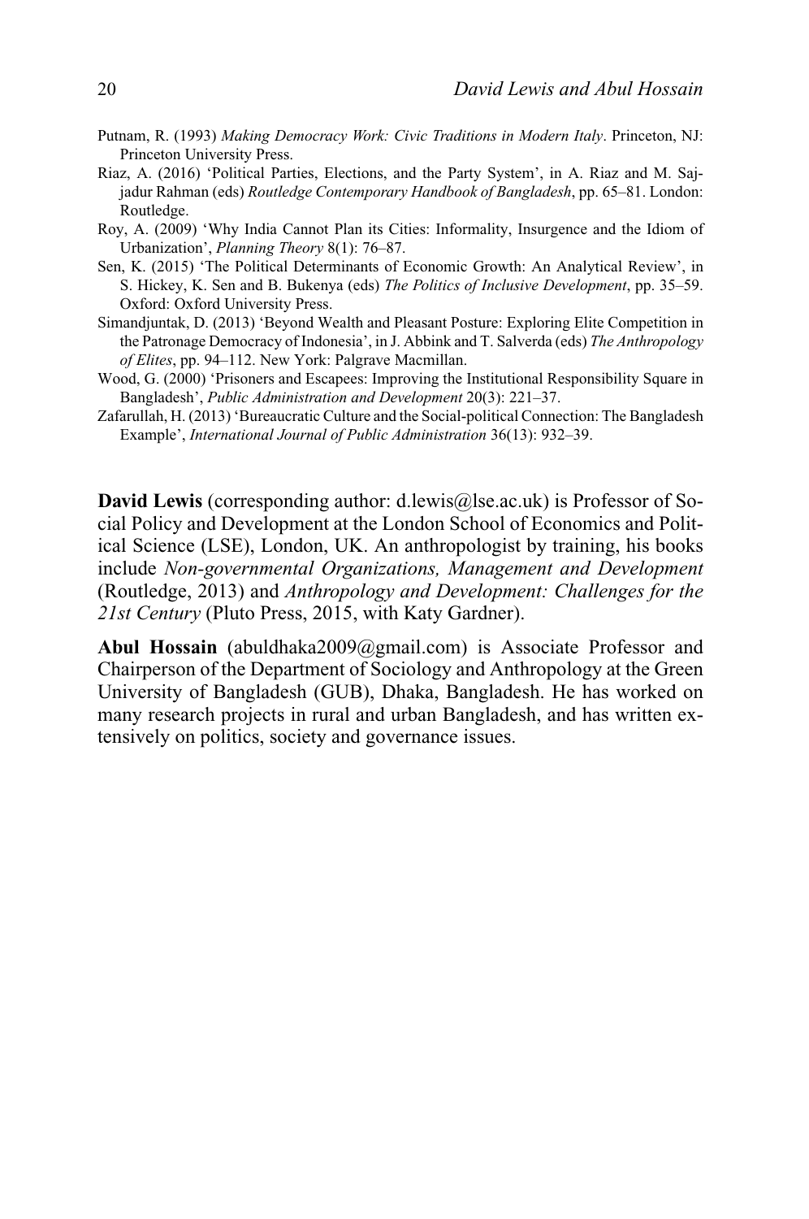Putnam, R. (1993) *Making Democracy Work: Civic Traditions in Modern Italy*. Princeton, NJ: Princeton University Press.

Riaz, A. (2016) 'Political Parties, Elections, and the Party System', in A. Riaz and M. Sajjadur Rahman (eds) *Routledge Contemporary Handbook of Bangladesh*, pp. 65–81. London: Routledge.

Roy, A. (2009) 'Why India Cannot Plan its Cities: Informality, Insurgence and the Idiom of Urbanization', *Planning Theory* 8(1): 76–87.

Sen, K. (2015) 'The Political Determinants of Economic Growth: An Analytical Review', in S. Hickey, K. Sen and B. Bukenya (eds) *The Politics of Inclusive Development*, pp. 35–59. Oxford: Oxford University Press.

Simandjuntak, D. (2013) 'Beyond Wealth and Pleasant Posture: Exploring Elite Competition in the Patronage Democracy of Indonesia', in J. Abbink and T. Salverda (eds) *The Anthropology of Elites*, pp. 94–112. New York: Palgrave Macmillan.

Wood, G. (2000) 'Prisoners and Escapees: Improving the Institutional Responsibility Square in Bangladesh', *Public Administration and Development* 20(3): 221–37.

Zafarullah, H. (2013) 'Bureaucratic Culture and the Social-political Connection: The Bangladesh Example', *International Journal of Public Administration* 36(13): 932–39.

**David Lewis** (corresponding author: d.lewis@lse.ac.uk) is Professor of Social Policy and Development at the London School of Economics and Political Science (LSE), London, UK. An anthropologist by training, his books include *Non-governmental Organizations, Management and Development* (Routledge, 2013) and *Anthropology and Development: Challenges for the 21st Century* (Pluto Press, 2015, with Katy Gardner).

**Abul Hossain** (abuldhaka2009@gmail.com) is Associate Professor and Chairperson of the Department of Sociology and Anthropology at the Green University of Bangladesh (GUB), Dhaka, Bangladesh. He has worked on many research projects in rural and urban Bangladesh, and has written extensively on politics, society and governance issues.